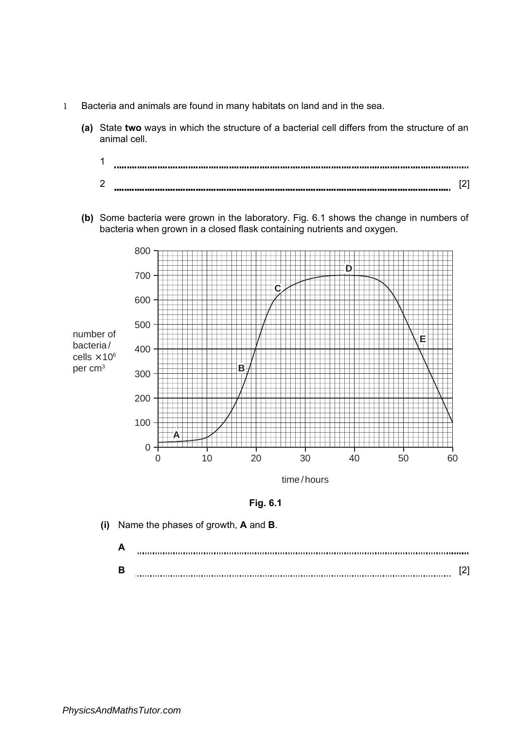1 Bacteria and animals are found in many habitats on land and in the sea.

**(a)** State **two** ways in which the structure of a bacterial cell differs from the structure of an animal cell.

1 ..........................................................................................................................................

2 .......................................................................................................................................... [2]

**(b)** Some bacteria were grown in the laboratory. Fig. 6.1 shows the change in numbers of bacteria when grown in a closed flask containing nutrients and oxygen.

**Fig. 6.1**

**(i)** Name the phases of growth, **A** and **B**.

**A** ..........................................................................................................................................

**B** .......................................................................................................................................... [2]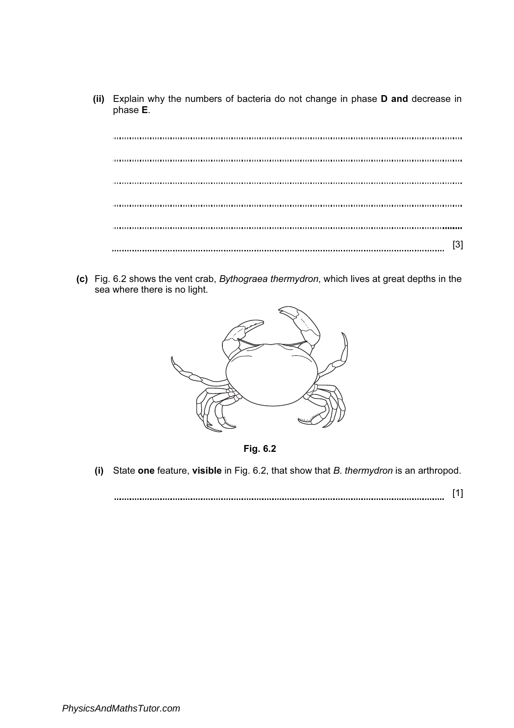**(ii)** Explain why the numbers of bacteria do not change in phase **D and** decrease in phase **E**.

..........................................................................................................................................

..........................................................................................................................................

..........................................................................................................................................

..........................................................................................................................................

..........................................................................................................................................

.................................................................................................................................... [3]

**(c)** Fig. 6.2 shows the vent crab, *Bythograea thermydron*, which lives at great depths in the sea where there is no light.

**Fig. 6.2**

**(i)** State **one** feature, **visible** in Fig. 6.2, that show that *B. thermydron* is an arthropod.

.................................................................................................................................... [1]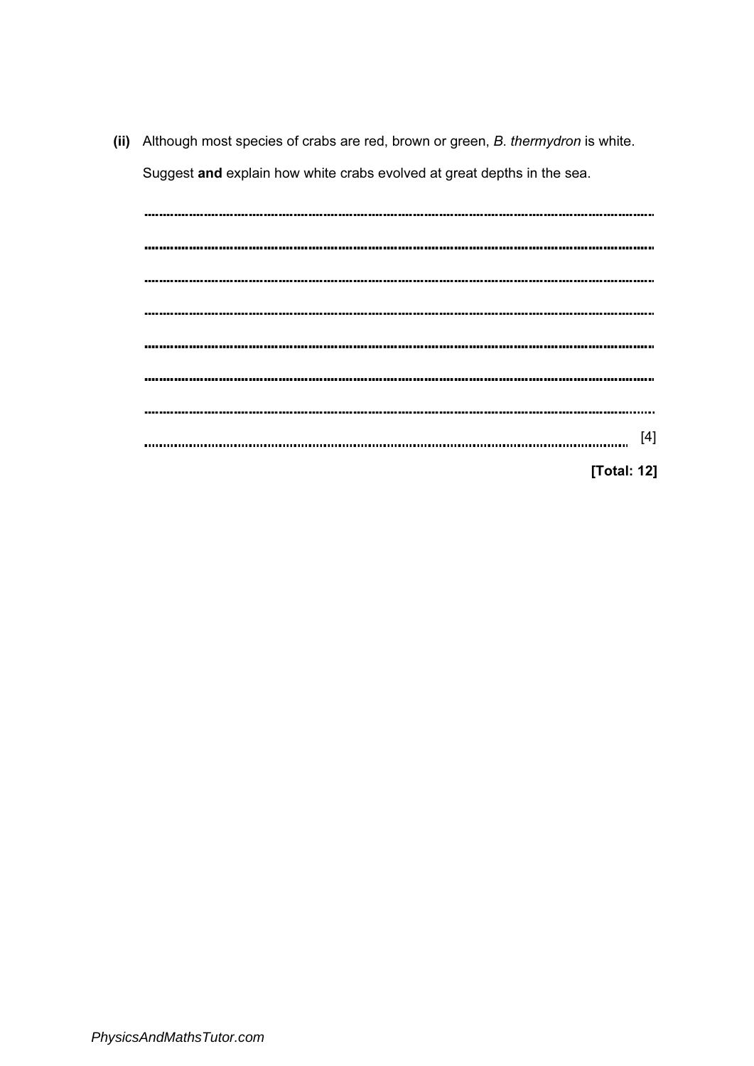**(ii)** Although most species of crabs are red, brown or green, *B. thermydron* is white.

Suggest **and** explain how white crabs evolved at great depths in the sea.

..........................................................................................................................................

..........................................................................................................................................

..........................................................................................................................................

..........................................................................................................................................

..........................................................................................................................................

..........................................................................................................................................

..........................................................................................................................................

.................................................................................................................................... [4]

**[Total: 12]**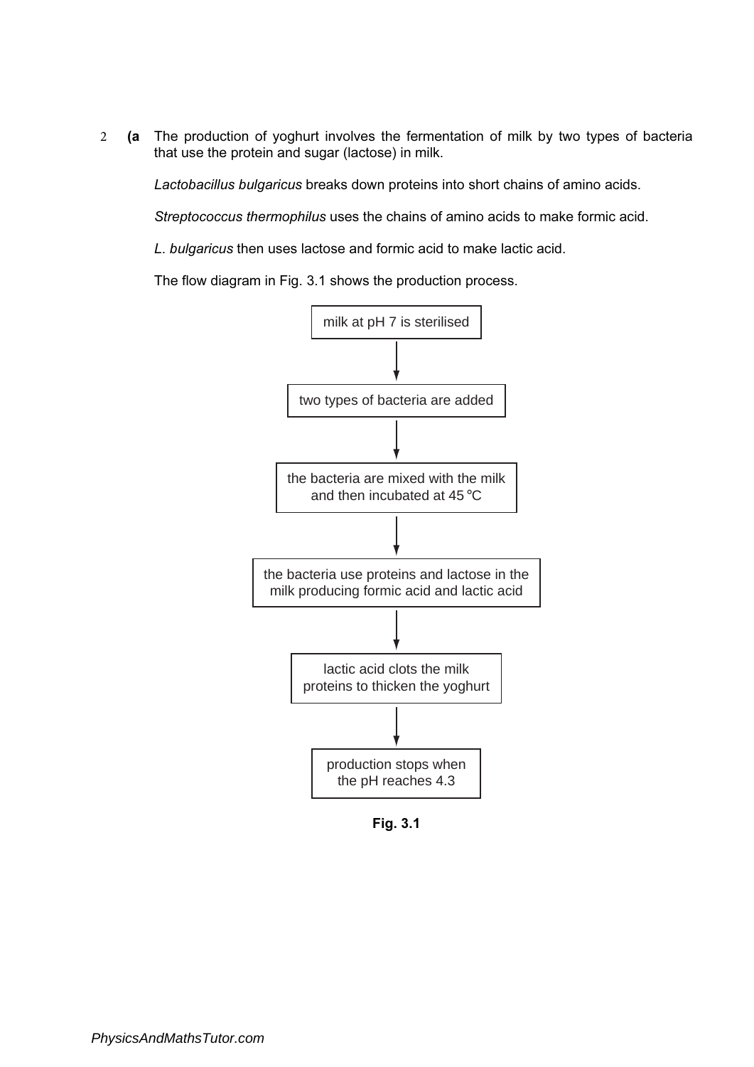2 **(a** The production of yoghurt involves the fermentation of milk by two types of bacteria that use the protein and sugar (lactose) in milk.

*Lactobacillus bulgaricus* breaks down proteins into short chains of amino acids.

*Streptococcus thermophilus* uses the chains of amino acids to make formic acid.

*L. bulgaricus* then uses lactose and formic acid to make lactic acid.

The flow diagram in Fig. 3.1 shows the production process.

milk at pH 7 is sterilised

↓

two types of bacteria are added

↓

the bacteria are mixed with the milk and then incubated at 45 °C

↓

the bacteria use proteins and lactose in the milk producing formic acid and lactic acid

↓

lactic acid clots the milk proteins to thicken the yoghurt

↓

production stops when the pH reaches 4.3

**Fig. 3.1**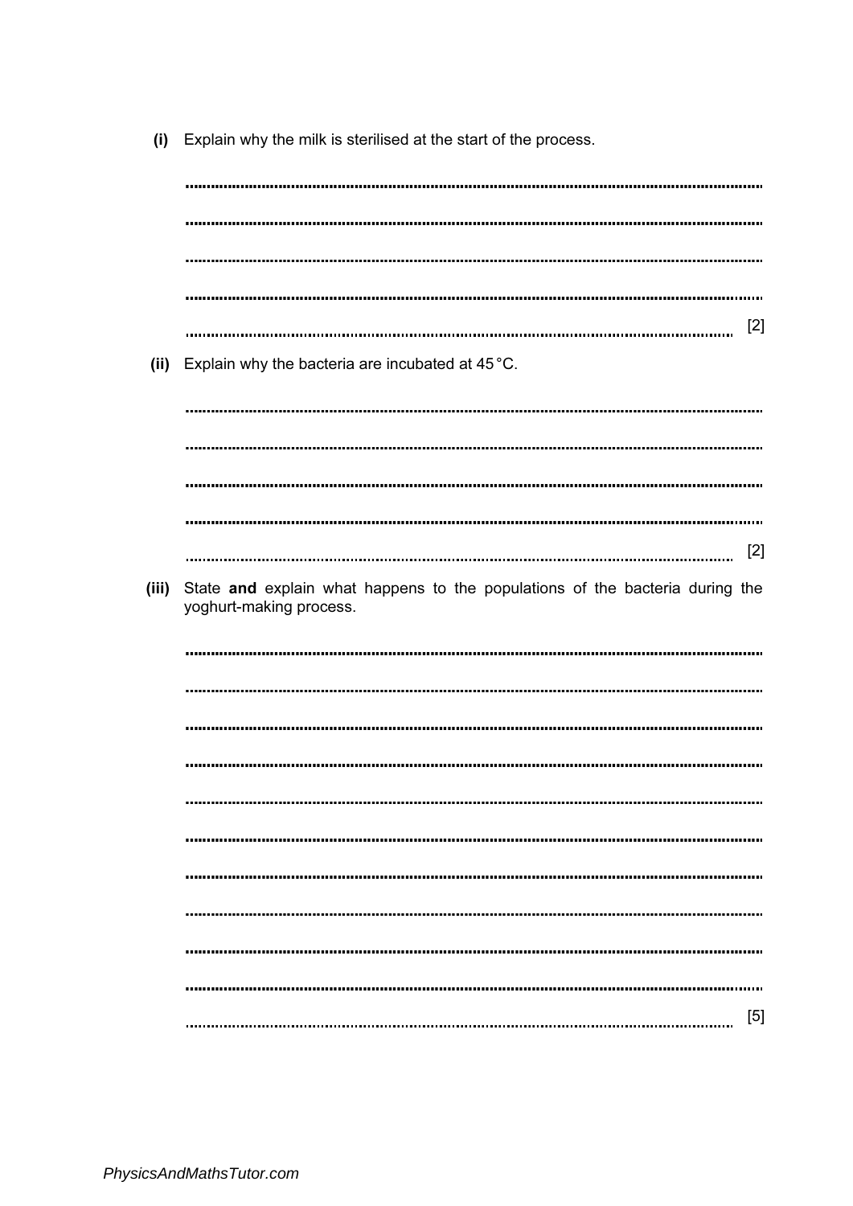**(i)** Explain why the milk is sterilised at the start of the process.

..........................................................................................................................................

..........................................................................................................................................

..........................................................................................................................................

..........................................................................................................................................

.................................................................................................................................... [2]

**(ii)** Explain why the bacteria are incubated at 45 °C.

..........................................................................................................................................

..........................................................................................................................................

..........................................................................................................................................

..........................................................................................................................................

.................................................................................................................................... [2]

**(iii)** State **and** explain what happens to the populations of the bacteria during the yoghurt-making process.

..........................................................................................................................................

..........................................................................................................................................

..........................................................................................................................................

..........................................................................................................................................

..........................................................................................................................................

..........................................................................................................................................

..........................................................................................................................................

..........................................................................................................................................

..........................................................................................................................................

..........................................................................................................................................

.................................................................................................................................... [5]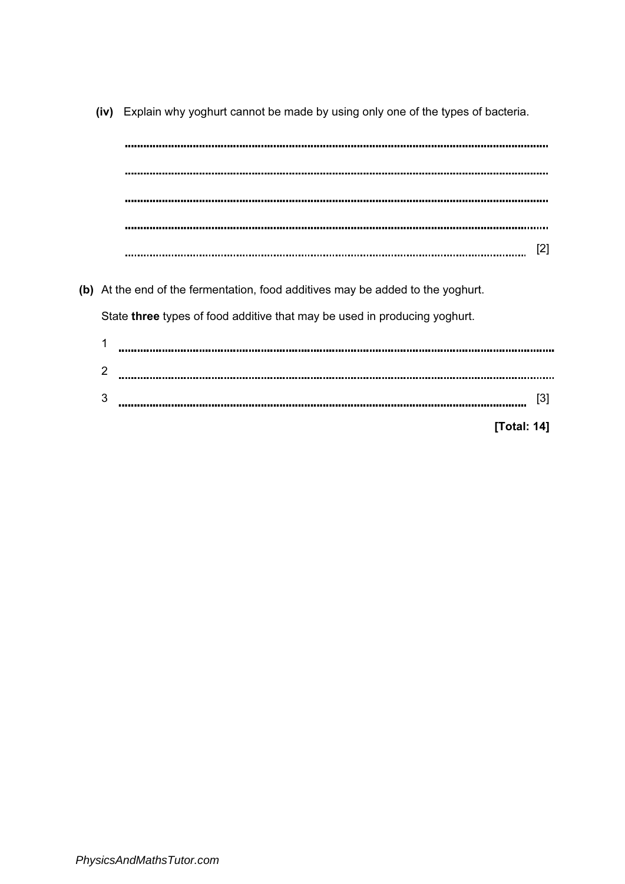(iv) Explain why yoghurt cannot be made by using only one of the types of bacteria.

..........................................................................................................................................

..........................................................................................................................................

..........................................................................................................................................

..........................................................................................................................................

.......................................................................................................................................... [2]

**(b)** At the end of the fermentation, food additives may be added to the yoghurt.

State **three** types of food additive that may be used in producing yoghurt.

1 ..........................................................................................................................................

2 ..........................................................................................................................................

3 .......................................................................................................................................... [3]

**[Total: 14]**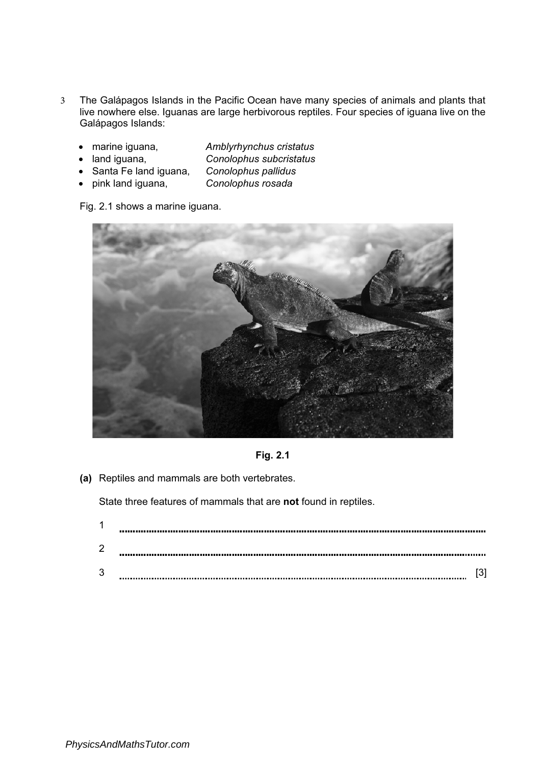3 The Galápagos Islands in the Pacific Ocean have many species of animals and plants that live nowhere else. Iguanas are large herbivorous reptiles. Four species of iguana live on the Galápagos Islands:

- marine iguana, *Amblyrhynchus cristatus*
- land iguana, *Conolophus subcristatus*
- Santa Fe land iguana, *Conolophus pallidus*
- pink land iguana, *Conolophus rosada*

Fig. 2.1 shows a marine iguana.

**Fig. 2.1**

**(a)** Reptiles and mammals are both vertebrates.

State three features of mammals that are **not** found in reptiles.

1 ..............................................................................................................................

2 ..............................................................................................................................

3 .............................................................................................................................. [3]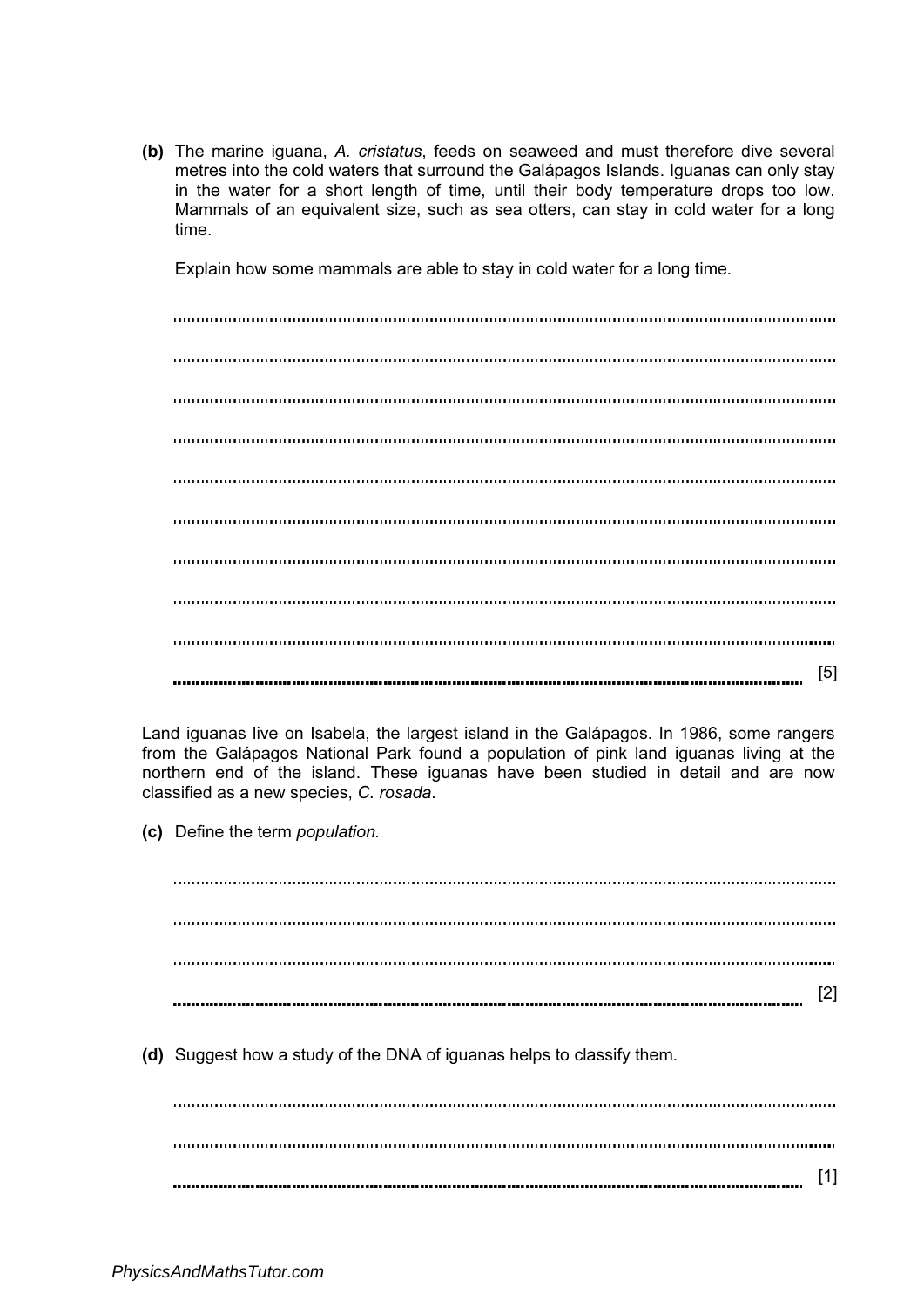**(b)** The marine iguana, *A. cristatus*, feeds on seaweed and must therefore dive several metres into the cold waters that surround the Galápagos Islands. Iguanas can only stay in the water for a short length of time, until their body temperature drops too low. Mammals of an equivalent size, such as sea otters, can stay in cold water for a long time.

Explain how some mammals are able to stay in cold water for a long time.

...................................................................................................................................................

...................................................................................................................................................

...................................................................................................................................................

...................................................................................................................................................

...................................................................................................................................................

...................................................................................................................................................

...................................................................................................................................................

...................................................................................................................................................

...................................................................................................................................................

................................................................................................................................................... [5]

Land iguanas live on Isabela, the largest island in the Galápagos. In 1986, some rangers from the Galápagos National Park found a population of pink land iguanas living at the northern end of the island. These iguanas have been studied in detail and are now classified as a new species, *C. rosada*.

**(c)** Define the term *population.*

...................................................................................................................................................

...................................................................................................................................................

...................................................................................................................................................

................................................................................................................................................... [2]

**(d)** Suggest how a study of the DNA of iguanas helps to classify them.

...................................................................................................................................................

...................................................................................................................................................

................................................................................................................................................... [1]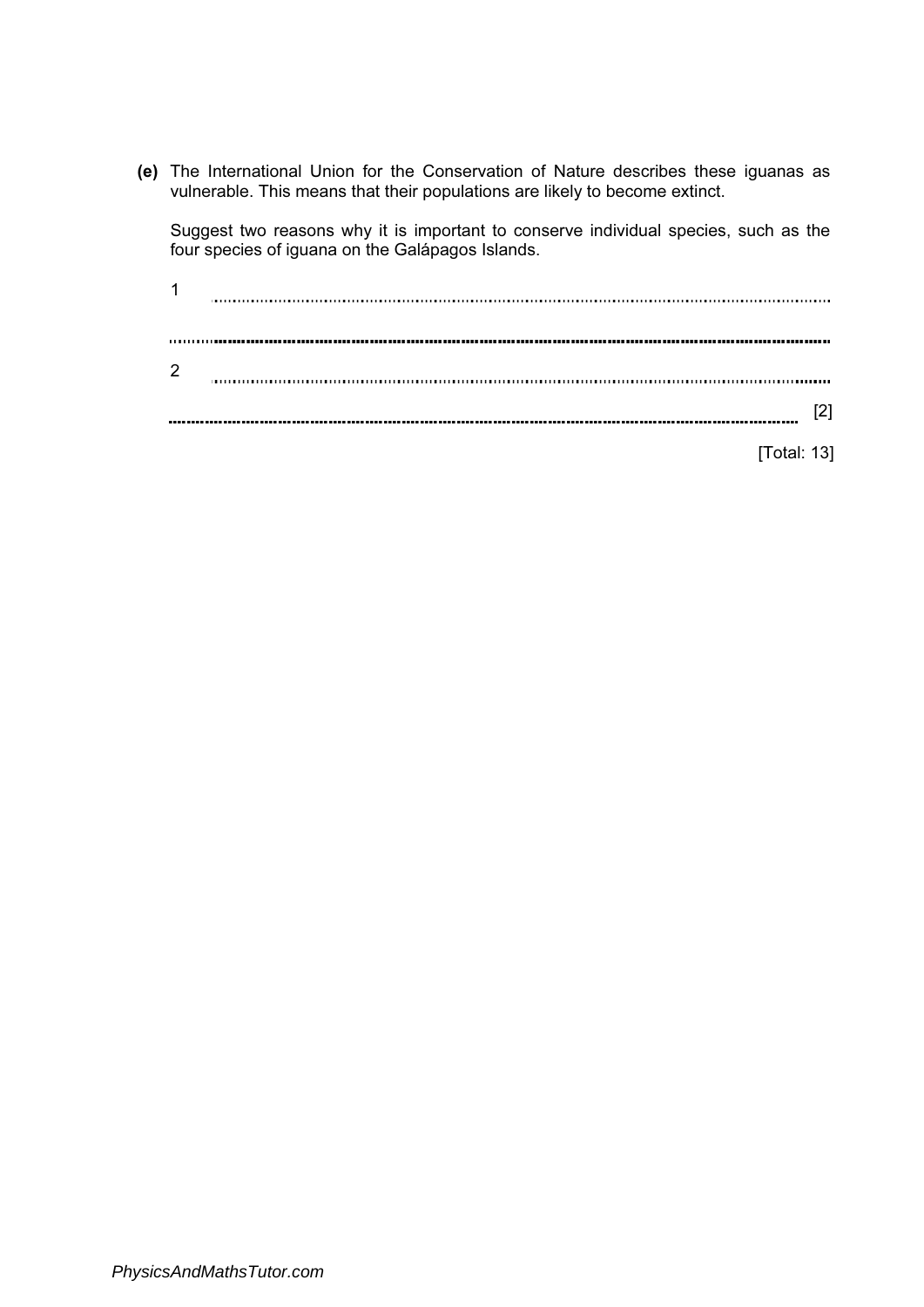**(e)** The International Union for the Conservation of Nature describes these iguanas as vulnerable. This means that their populations are likely to become extinct.

Suggest two reasons why it is important to conserve individual species, such as the four species of iguana on the Galápagos Islands.

1 ..........................................................................................................................

..........................................................................................................................

2 ..........................................................................................................................

.......................................................................................................................... [2]

[Total: 13]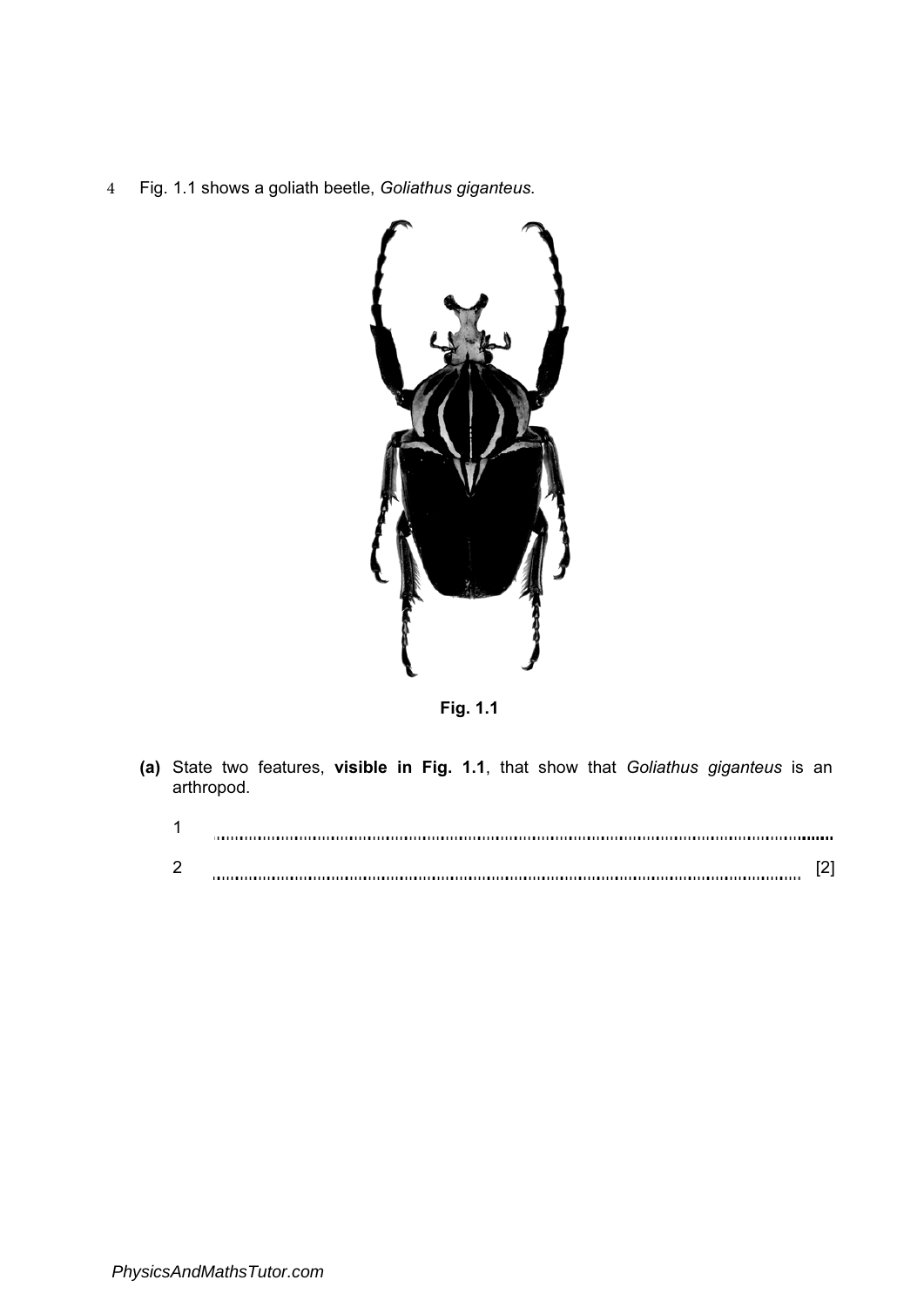4 Fig. 1.1 shows a goliath beetle, *Goliathus giganteus*.

**Fig. 1.1**

**(a)** State two features, **visible in Fig. 1.1**, that show that *Goliathus giganteus* is an arthropod.

1 ..............................................................................................................................

2 .............................................................................................................................. [2]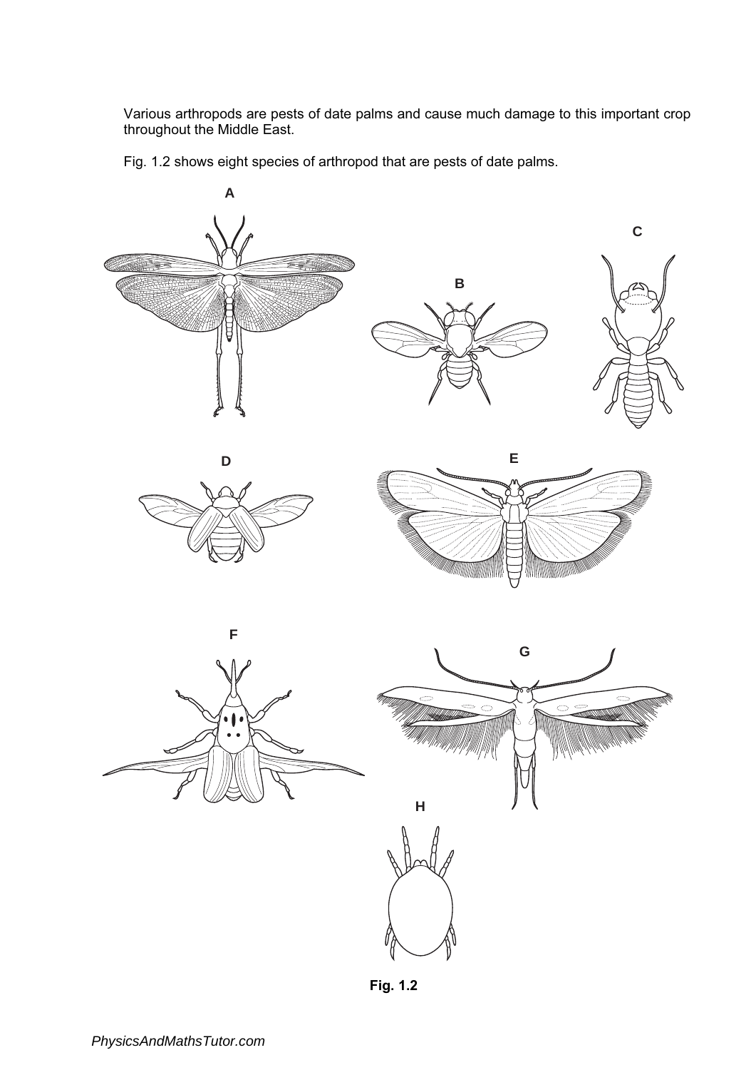Various arthropods are pests of date palms and cause much damage to this important crop throughout the Middle East.

Fig. 1.2 shows eight species of arthropod that are pests of date palms.

A

B

C

D

E

F

G

H

**Fig. 1.2**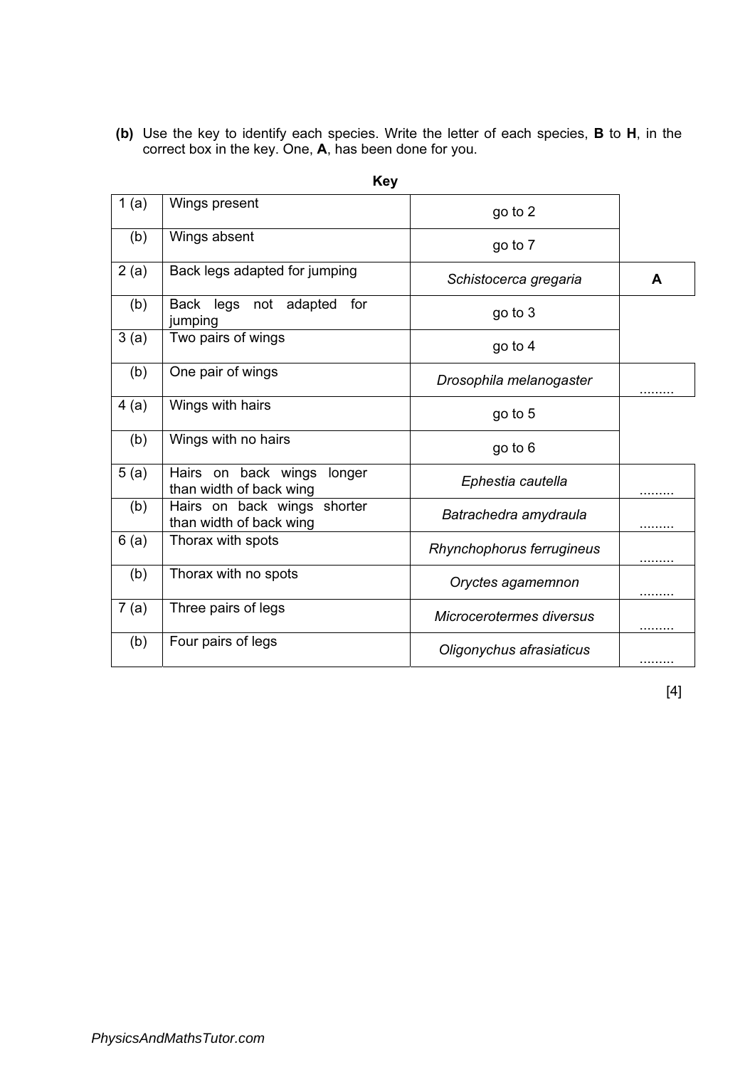**(b)** Use the key to identify each species. Write the letter of each species, **B** to **H**, in the correct box in the key. One, **A**, has been done for you.

**Key**

| | | | |
|---|---|---|---|
| 1 (a) | Wings present | go to 2 | |
| (b) | Wings absent | go to 7 | |
| 2 (a) | Back legs adapted for jumping | *Schistocerca gregaria* | **A** |
| (b) | Back legs not adapted for jumping | go to 3 | |
| 3 (a) | Two pairs of wings | go to 4 | |
| (b) | One pair of wings | *Drosophila melanogaster* | ......... |
| 4 (a) | Wings with hairs | go to 5 | |
| (b) | Wings with no hairs | go to 6 | |
| 5 (a) | Hairs on back wings longer than width of back wing | *Ephestia cautella* | ......... |
| (b) | Hairs on back wings shorter than width of back wing | *Batrachedra amydraula* | ......... |
| 6 (a) | Thorax with spots | *Rhynchophorus ferrugineus* | ......... |
| (b) | Thorax with no spots | *Oryctes agamemnon* | ......... |
| 7 (a) | Three pairs of legs | *Microcerotermes diversus* | ......... |
| (b) | Four pairs of legs | *Oligonychus afrasiaticus* | ......... |

[4]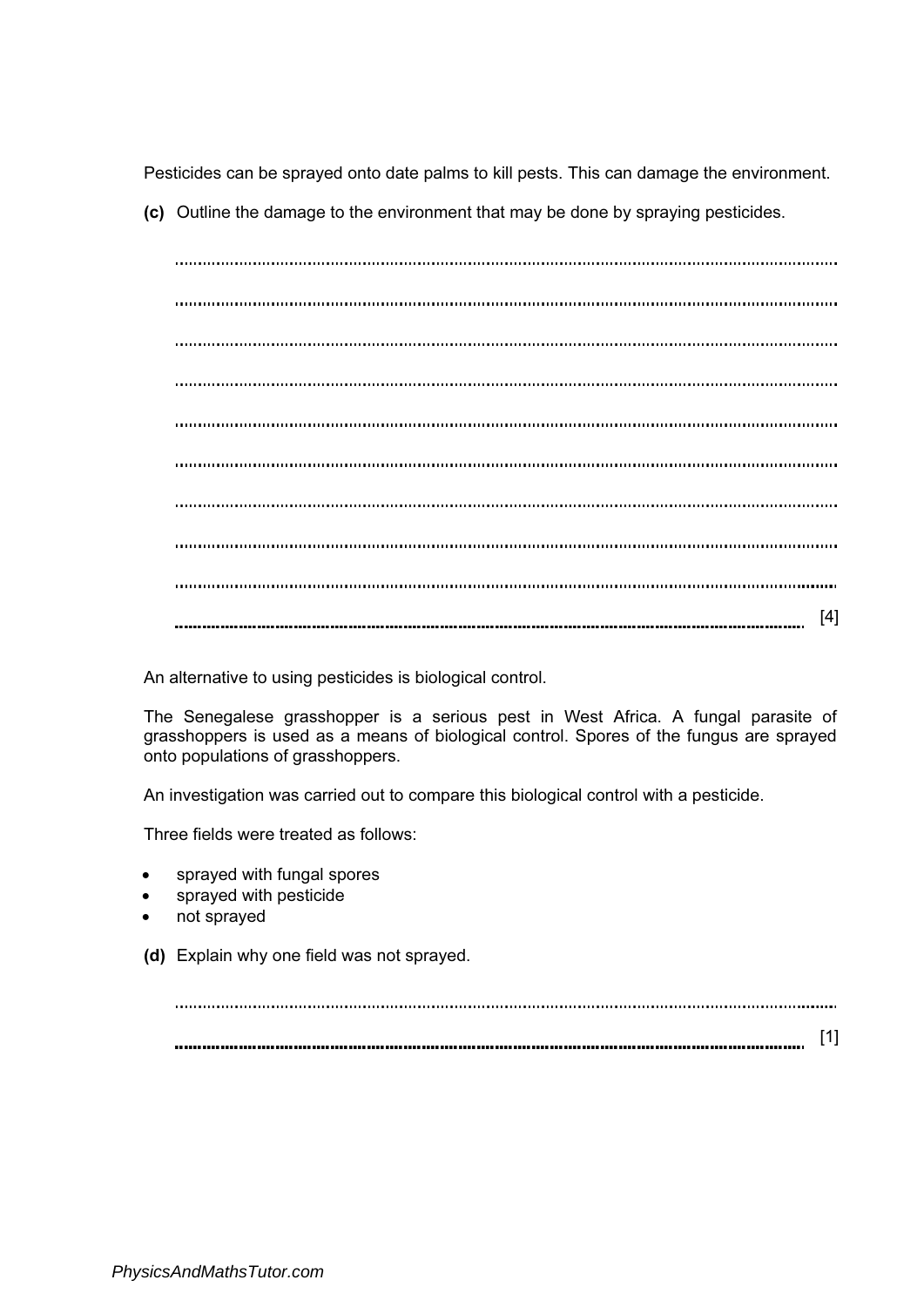Pesticides can be sprayed onto date palms to kill pests. This can damage the environment.

**(c)** Outline the damage to the environment that may be done by spraying pesticides.

..........................................................................................................................................

..........................................................................................................................................

..........................................................................................................................................

..........................................................................................................................................

..........................................................................................................................................

..........................................................................................................................................

..........................................................................................................................................

..........................................................................................................................................

..........................................................................................................................................

.................................................................................................................................... [4]

An alternative to using pesticides is biological control.

The Senegalese grasshopper is a serious pest in West Africa. A fungal parasite of grasshoppers is used as a means of biological control. Spores of the fungus are sprayed onto populations of grasshoppers.

An investigation was carried out to compare this biological control with a pesticide.

Three fields were treated as follows:

- sprayed with fungal spores
- sprayed with pesticide
- not sprayed

**(d)** Explain why one field was not sprayed.

..........................................................................................................................................

.................................................................................................................................... [1]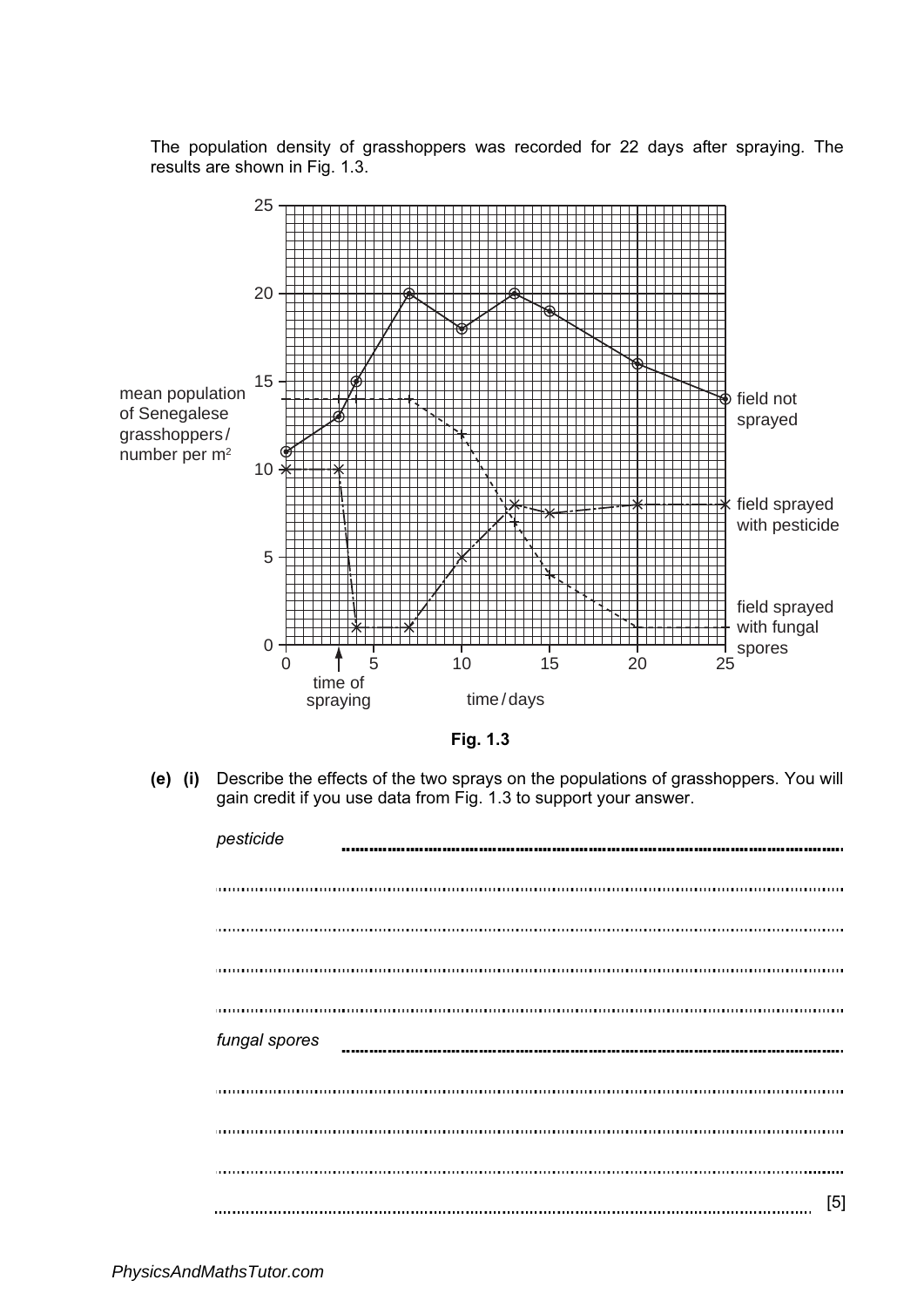The population density of grasshoppers was recorded for 22 days after spraying. The results are shown in Fig. 1.3.

**Fig. 1.3**

**(e) (i)** Describe the effects of the two sprays on the populations of grasshoppers. You will gain credit if you use data from Fig. 1.3 to support your answer.

*pesticide* ..........................................................................................................

..........................................................................................................

..........................................................................................................

..........................................................................................................

..........................................................................................................

*fungal spores* ..........................................................................................................

..........................................................................................................

..........................................................................................................

..........................................................................................................

.......................................................................................................... [5]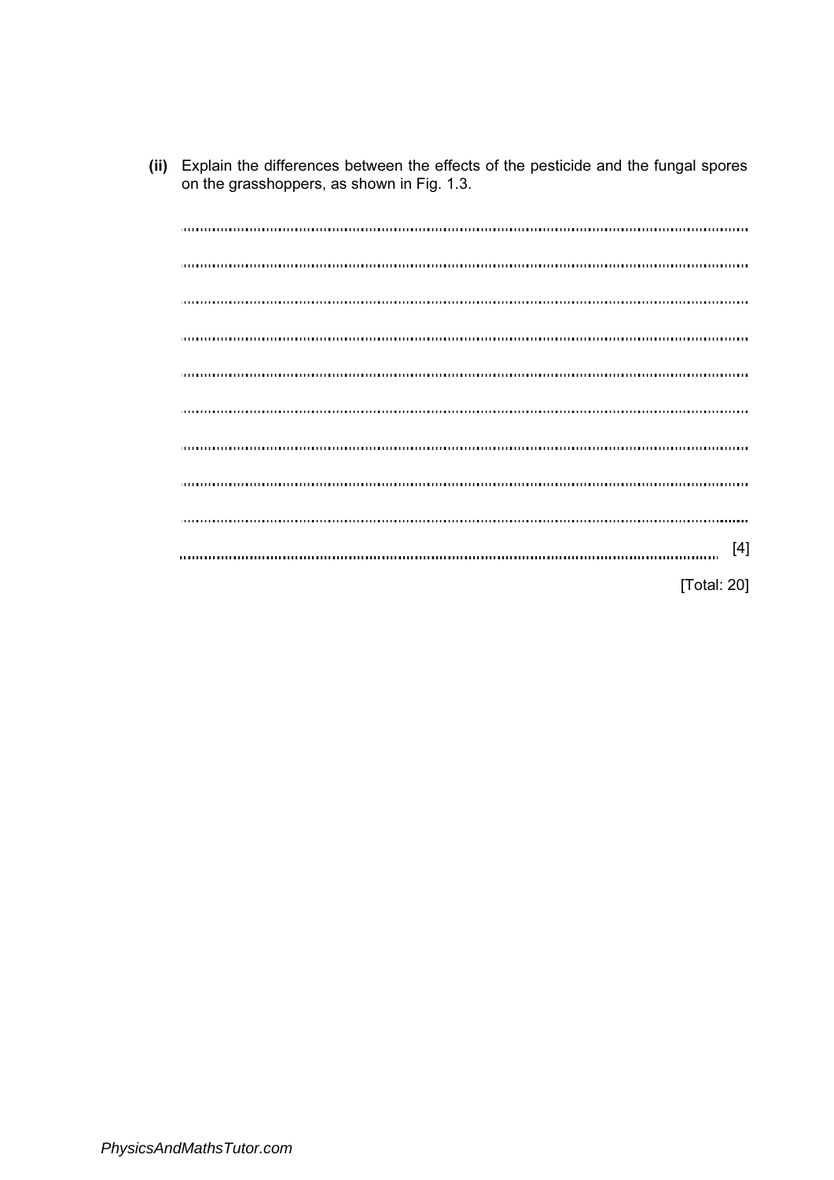**(ii)** Explain the differences between the effects of the pesticide and the fungal spores on the grasshoppers, as shown in Fig. 1.3.

..........................................................................................................................................

..........................................................................................................................................

..........................................................................................................................................

..........................................................................................................................................

..........................................................................................................................................

..........................................................................................................................................

..........................................................................................................................................

..........................................................................................................................................

..........................................................................................................................................

.................................................................................................................................... [4]

[Total: 20]